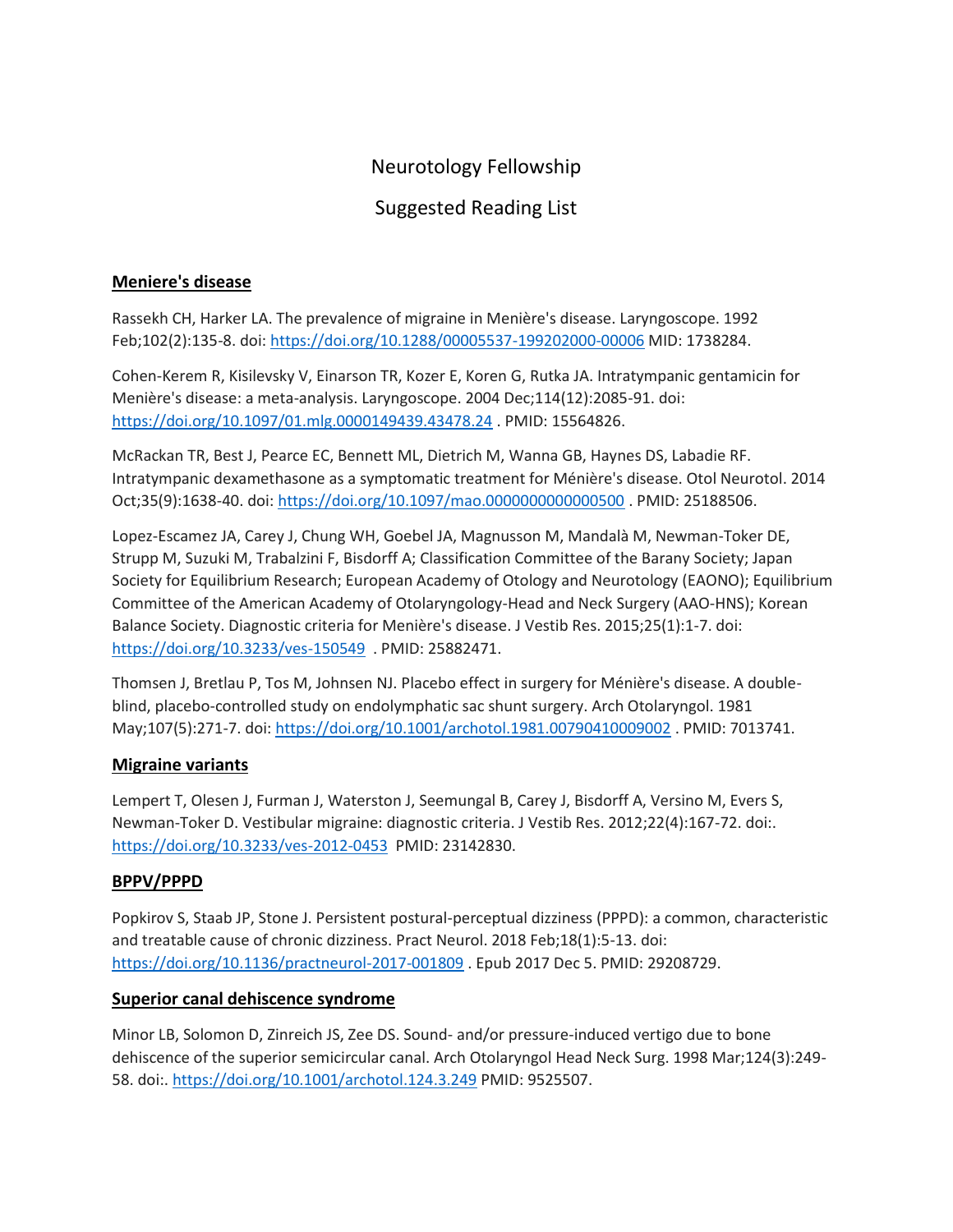# Neurotology Fellowship

# Suggested Reading List

## Meniere's disease

Rassekh CH, Harker LA. The prevalence of migraine in Menière's disease. Laryngoscope. 1992 Feb;102(2):135-8. doi: https://doi.org/10.1288/00005537-199202000-00006 MID: 1738284.

Cohen-Kerem R, Kisilevsky V, Einarson TR, Kozer E, Koren G, Rutka JA. Intratympanic gentamicin for Menière's disease: a meta-analysis. Laryngoscope. 2004 Dec;114(12):2085-91. doi: https://doi.org/10.1097/01.mlg.0000149439.43478.24 . PMID: 15564826.

McRackan TR, Best J, Pearce EC, Bennett ML, Dietrich M, Wanna GB, Haynes DS, Labadie RF. Intratympanic dexamethasone as a symptomatic treatment for Ménière's disease. Otol Neurotol. 2014 Oct;35(9):1638-40. doi: https://doi.org/10.1097/mao.0000000000000500 . PMID: 25188506.

Lopez-Escamez JA, Carey J, Chung WH, Goebel JA, Magnusson M, Mandalà M, Newman-Toker DE, Strupp M, Suzuki M, Trabalzini F, Bisdorff A; Classification Committee of the Barany Society; Japan Society for Equilibrium Research; European Academy of Otology and Neurotology (EAONO); Equilibrium Committee of the American Academy of Otolaryngology-Head and Neck Surgery (AAO-HNS); Korean Balance Society. Diagnostic criteria for Menière's disease. J Vestib Res. 2015;25(1):1-7. doi: https://doi.org/10.3233/ves-150549 . PMID: 25882471.

Thomsen J, Bretlau P, Tos M, Johnsen NJ. Placebo effect in surgery for Ménière's disease. A double-blind, placebo-controlled study on endolymphatic sac shunt surgery. Arch Otolaryngol. 1981 May;107(5):271-7. doi: https://doi.org/10.1001/archotol.1981.00790410009002 . PMID: 7013741.

## Migraine variants

Lempert T, Olesen J, Furman J, Waterston J, Seemungal B, Carey J, Bisdorff A, Versino M, Evers S, Newman-Toker D. Vestibular migraine: diagnostic criteria. J Vestib Res. 2012;22(4):167-72. doi:. https://doi.org/10.3233/ves-2012-0453 PMID: 23142830.

## BPPV/PPPD

Popkirov S, Staab JP, Stone J. Persistent postural-perceptual dizziness (PPPD): a common, characteristic and treatable cause of chronic dizziness. Pract Neurol. 2018 Feb;18(1):5-13. doi: https://doi.org/10.1136/practneurol-2017-001809 . Epub 2017 Dec 5. PMID: 29208729.

## Superior canal dehiscence syndrome

Minor LB, Solomon D, Zinreich JS, Zee DS. Sound- and/or pressure-induced vertigo due to bone dehiscence of the superior semicircular canal. Arch Otolaryngol Head Neck Surg. 1998 Mar;124(3):249-58. doi:. https://doi.org/10.1001/archotol.124.3.249 PMID: 9525507.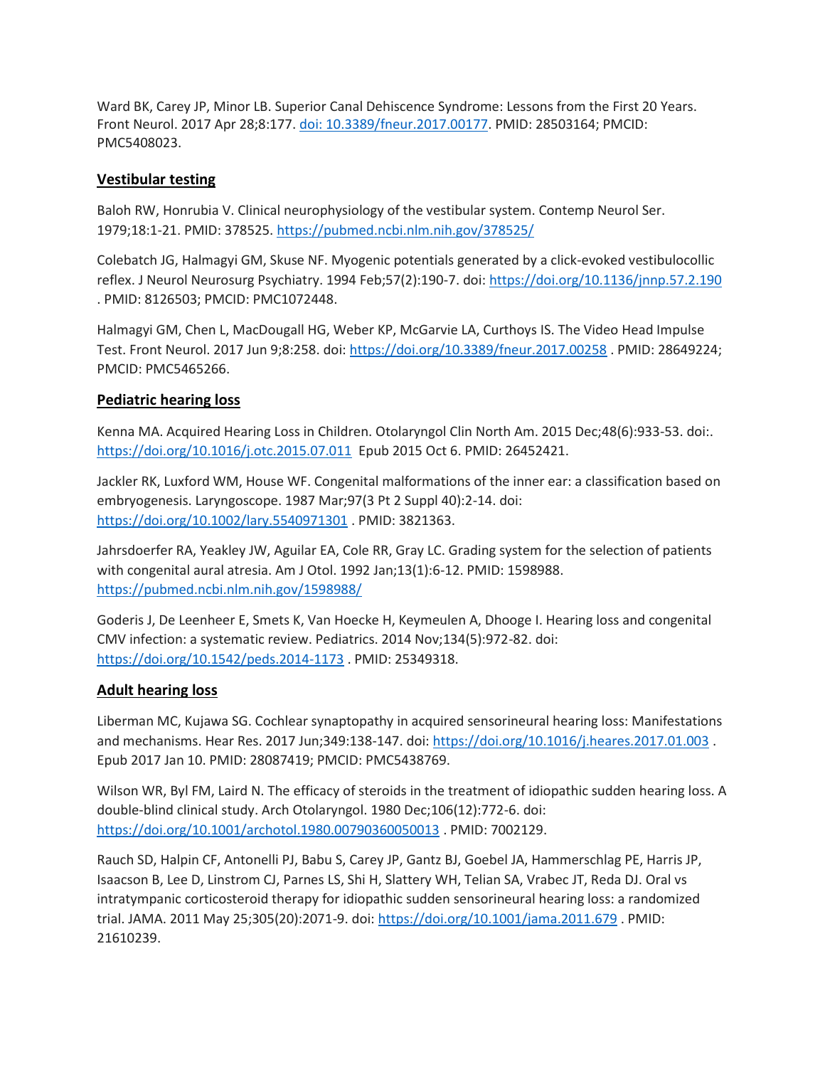Ward BK, Carey JP, Minor LB. Superior Canal Dehiscence Syndrome: Lessons from the First 20 Years. Front Neurol. 2017 Apr 28;8:177. doi: 10.3389/fneur.2017.00177. PMID: 28503164; PMCID: PMC5408023.

## Vestibular testing

Baloh RW, Honrubia V. Clinical neurophysiology of the vestibular system. Contemp Neurol Ser. 1979;18:1-21. PMID: 378525. https://pubmed.ncbi.nlm.nih.gov/378525/

Colebatch JG, Halmagyi GM, Skuse NF. Myogenic potentials generated by a click-evoked vestibulocollic reflex. J Neurol Neurosurg Psychiatry. 1994 Feb;57(2):190-7. doi: https://doi.org/10.1136/jnnp.57.2.190 . PMID: 8126503; PMCID: PMC1072448.

Halmagyi GM, Chen L, MacDougall HG, Weber KP, McGarvie LA, Curthoys IS. The Video Head Impulse Test. Front Neurol. 2017 Jun 9;8:258. doi: https://doi.org/10.3389/fneur.2017.00258 . PMID: 28649224; PMCID: PMC5465266.

## Pediatric hearing loss

Kenna MA. Acquired Hearing Loss in Children. Otolaryngol Clin North Am. 2015 Dec;48(6):933-53. doi:. https://doi.org/10.1016/j.otc.2015.07.011 Epub 2015 Oct 6. PMID: 26452421.

Jackler RK, Luxford WM, House WF. Congenital malformations of the inner ear: a classification based on embryogenesis. Laryngoscope. 1987 Mar;97(3 Pt 2 Suppl 40):2-14. doi: https://doi.org/10.1002/lary.5540971301 . PMID: 3821363.

Jahrsdoerfer RA, Yeakley JW, Aguilar EA, Cole RR, Gray LC. Grading system for the selection of patients with congenital aural atresia. Am J Otol. 1992 Jan;13(1):6-12. PMID: 1598988. https://pubmed.ncbi.nlm.nih.gov/1598988/

Goderis J, De Leenheer E, Smets K, Van Hoecke H, Keymeulen A, Dhooge I. Hearing loss and congenital CMV infection: a systematic review. Pediatrics. 2014 Nov;134(5):972-82. doi: https://doi.org/10.1542/peds.2014-1173 . PMID: 25349318.

## Adult hearing loss

Liberman MC, Kujawa SG. Cochlear synaptopathy in acquired sensorineural hearing loss: Manifestations and mechanisms. Hear Res. 2017 Jun;349:138-147. doi: https://doi.org/10.1016/j.heares.2017.01.003 . Epub 2017 Jan 10. PMID: 28087419; PMCID: PMC5438769.

Wilson WR, Byl FM, Laird N. The efficacy of steroids in the treatment of idiopathic sudden hearing loss. A double-blind clinical study. Arch Otolaryngol. 1980 Dec;106(12):772-6. doi: https://doi.org/10.1001/archotol.1980.00790360050013 . PMID: 7002129.

Rauch SD, Halpin CF, Antonelli PJ, Babu S, Carey JP, Gantz BJ, Goebel JA, Hammerschlag PE, Harris JP, Isaacson B, Lee D, Linstrom CJ, Parnes LS, Shi H, Slattery WH, Telian SA, Vrabec JT, Reda DJ. Oral vs intratympanic corticosteroid therapy for idiopathic sudden sensorineural hearing loss: a randomized trial. JAMA. 2011 May 25;305(20):2071-9. doi: https://doi.org/10.1001/jama.2011.679 . PMID: 21610239.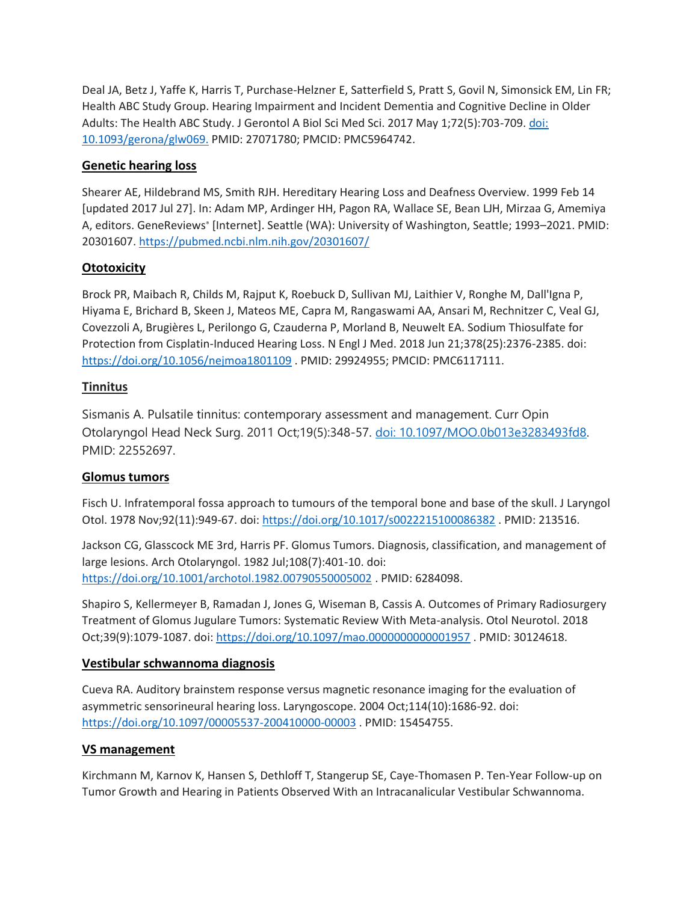Deal JA, Betz J, Yaffe K, Harris T, Purchase-Helzner E, Satterfield S, Pratt S, Govil N, Simonsick EM, Lin FR; Health ABC Study Group. Hearing Impairment and Incident Dementia and Cognitive Decline in Older Adults: The Health ABC Study. J Gerontol A Biol Sci Med Sci. 2017 May 1;72(5):703-709. [doi: 10.1093/gerona/glw069.](https://doi.org/10.1093/gerona/glw069) PMID: 27071780; PMCID: PMC5964742.

## Genetic hearing loss

Shearer AE, Hildebrand MS, Smith RJH. Hereditary Hearing Loss and Deafness Overview. 1999 Feb 14 [updated 2017 Jul 27]. In: Adam MP, Ardinger HH, Pagon RA, Wallace SE, Bean LJH, Mirzaa G, Amemiya A, editors. GeneReviews® [Internet]. Seattle (WA): University of Washington, Seattle; 1993–2021. PMID: 20301607. [https://pubmed.ncbi.nlm.nih.gov/20301607/](https://pubmed.ncbi.nlm.nih.gov/20301607/)

## Ototoxicity

Brock PR, Maibach R, Childs M, Rajput K, Roebuck D, Sullivan MJ, Laithier V, Ronghe M, Dall'Igna P, Hiyama E, Brichard B, Skeen J, Mateos ME, Capra M, Rangaswami AA, Ansari M, Rechnitzer C, Veal GJ, Covezzoli A, Brugières L, Perilongo G, Czauderna P, Morland B, Neuwelt EA. Sodium Thiosulfate for Protection from Cisplatin-Induced Hearing Loss. N Engl J Med. 2018 Jun 21;378(25):2376-2385. doi: [https://doi.org/10.1056/nejmoa1801109](https://doi.org/10.1056/nejmoa1801109) . PMID: 29924955; PMCID: PMC6117111.

## Tinnitus

Sismanis A. Pulsatile tinnitus: contemporary assessment and management. Curr Opin Otolaryngol Head Neck Surg. 2011 Oct;19(5):348-57. [doi: 10.1097/MOO.0b013e3283493fd8](https://doi.org/10.1097/MOO.0b013e3283493fd8). PMID: 22552697.

## Glomus tumors

Fisch U. Infratemporal fossa approach to tumours of the temporal bone and base of the skull. J Laryngol Otol. 1978 Nov;92(11):949-67. doi: [https://doi.org/10.1017/s0022215100086382](https://doi.org/10.1017/s0022215100086382) . PMID: 213516.

Jackson CG, Glasscock ME 3rd, Harris PF. Glomus Tumors. Diagnosis, classification, and management of large lesions. Arch Otolaryngol. 1982 Jul;108(7):401-10. doi: [https://doi.org/10.1001/archotol.1982.00790550005002](https://doi.org/10.1001/archotol.1982.00790550005002) . PMID: 6284098.

Shapiro S, Kellermeyer B, Ramadan J, Jones G, Wiseman B, Cassis A. Outcomes of Primary Radiosurgery Treatment of Glomus Jugulare Tumors: Systematic Review With Meta-analysis. Otol Neurotol. 2018 Oct;39(9):1079-1087. doi: [https://doi.org/10.1097/mao.0000000000001957](https://doi.org/10.1097/mao.0000000000001957) . PMID: 30124618.

## Vestibular schwannoma diagnosis

Cueva RA. Auditory brainstem response versus magnetic resonance imaging for the evaluation of asymmetric sensorineural hearing loss. Laryngoscope. 2004 Oct;114(10):1686-92. doi: [https://doi.org/10.1097/00005537-200410000-00003](https://doi.org/10.1097/00005537-200410000-00003) . PMID: 15454755.

## VS management

Kirchmann M, Karnov K, Hansen S, Dethloff T, Stangerup SE, Caye-Thomasen P. Ten-Year Follow-up on Tumor Growth and Hearing in Patients Observed With an Intracanalicular Vestibular Schwannoma.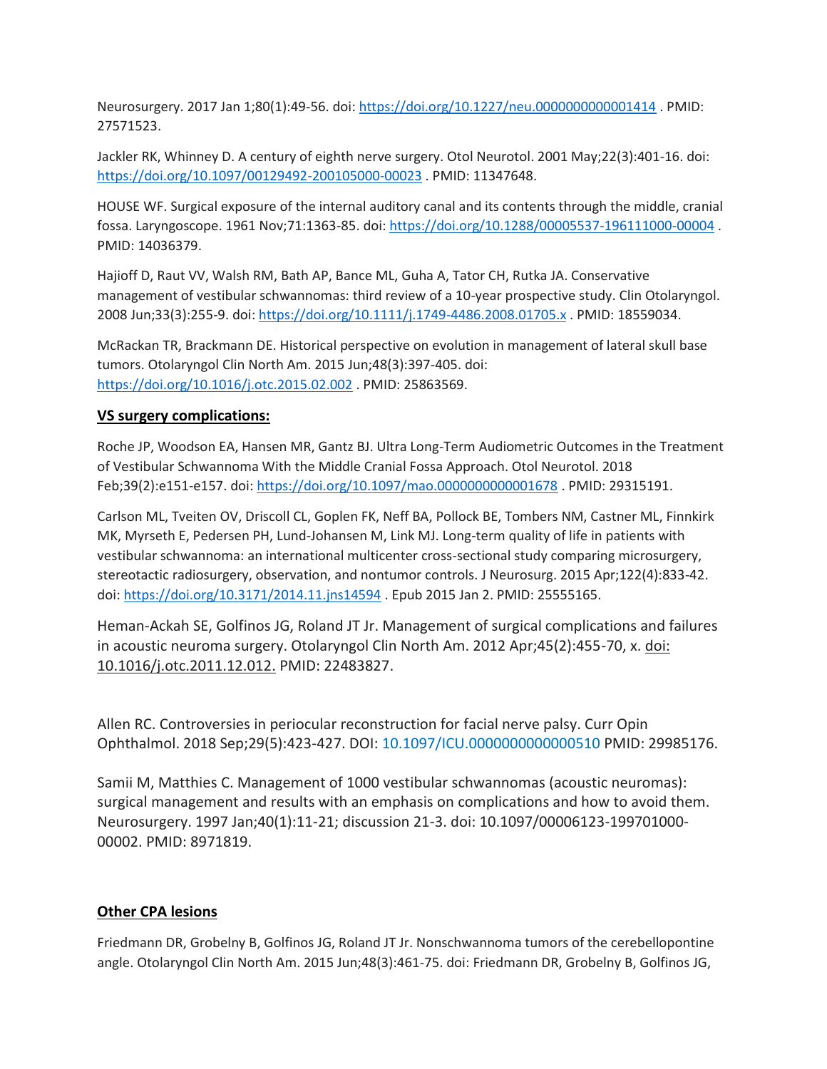Neurosurgery. 2017 Jan 1;80(1):49-56. doi: https://doi.org/10.1227/neu.0000000000001414 . PMID: 27571523.

Jackler RK, Whinney D. A century of eighth nerve surgery. Otol Neurotol. 2001 May;22(3):401-16. doi: https://doi.org/10.1097/00129492-200105000-00023 . PMID: 11347648.

HOUSE WF. Surgical exposure of the internal auditory canal and its contents through the middle, cranial fossa. Laryngoscope. 1961 Nov;71:1363-85. doi: https://doi.org/10.1288/00005537-196111000-00004 . PMID: 14036379.

Hajioff D, Raut VV, Walsh RM, Bath AP, Bance ML, Guha A, Tator CH, Rutka JA. Conservative management of vestibular schwannomas: third review of a 10-year prospective study. Clin Otolaryngol. 2008 Jun;33(3):255-9. doi: https://doi.org/10.1111/j.1749-4486.2008.01705.x . PMID: 18559034.

McRackan TR, Brackmann DE. Historical perspective on evolution in management of lateral skull base tumors. Otolaryngol Clin North Am. 2015 Jun;48(3):397-405. doi: https://doi.org/10.1016/j.otc.2015.02.002 . PMID: 25863569.

**VS surgery complications:**

Roche JP, Woodson EA, Hansen MR, Gantz BJ. Ultra Long-Term Audiometric Outcomes in the Treatment of Vestibular Schwannoma With the Middle Cranial Fossa Approach. Otol Neurotol. 2018 Feb;39(2):e151-e157. doi: https://doi.org/10.1097/mao.0000000000001678 . PMID: 29315191.

Carlson ML, Tveiten OV, Driscoll CL, Goplen FK, Neff BA, Pollock BE, Tombers NM, Castner ML, Finnkirk MK, Myrseth E, Pedersen PH, Lund-Johansen M, Link MJ. Long-term quality of life in patients with vestibular schwannoma: an international multicenter cross-sectional study comparing microsurgery, stereotactic radiosurgery, observation, and nontumor controls. J Neurosurg. 2015 Apr;122(4):833-42. doi: https://doi.org/10.3171/2014.11.jns14594 . Epub 2015 Jan 2. PMID: 25555165.

Heman-Ackah SE, Golfinos JG, Roland JT Jr. Management of surgical complications and failures in acoustic neuroma surgery. Otolaryngol Clin North Am. 2012 Apr;45(2):455-70, x. doi: 10.1016/j.otc.2011.12.012. PMID: 22483827.

Allen RC. Controversies in periocular reconstruction for facial nerve palsy. Curr Opin Ophthalmol. 2018 Sep;29(5):423-427. DOI: 10.1097/ICU.0000000000000510 PMID: 29985176.

Samii M, Matthies C. Management of 1000 vestibular schwannomas (acoustic neuromas): surgical management and results with an emphasis on complications and how to avoid them. Neurosurgery. 1997 Jan;40(1):11-21; discussion 21-3. doi: 10.1097/00006123-199701000-00002. PMID: 8971819.

**Other CPA lesions**

Friedmann DR, Grobelny B, Golfinos JG, Roland JT Jr. Nonschwannoma tumors of the cerebellopontine angle. Otolaryngol Clin North Am. 2015 Jun;48(3):461-75. doi: Friedmann DR, Grobelny B, Golfinos JG,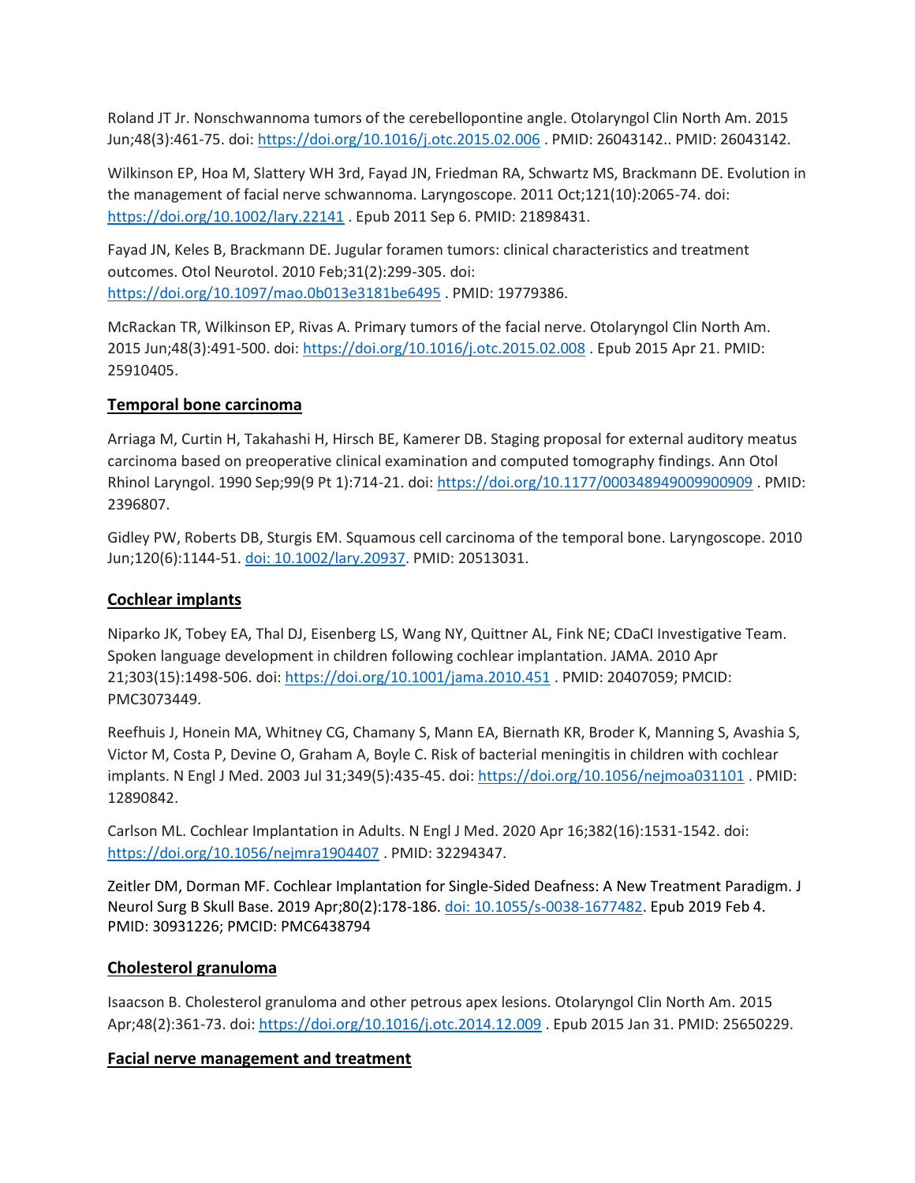Roland JT Jr. Nonschwannoma tumors of the cerebellopontine angle. Otolaryngol Clin North Am. 2015 Jun;48(3):461-75. doi: [https://doi.org/10.1016/j.otc.2015.02.006](https://doi.org/10.1016/j.otc.2015.02.006) . PMID: 26043142.. PMID: 26043142.

Wilkinson EP, Hoa M, Slattery WH 3rd, Fayad JN, Friedman RA, Schwartz MS, Brackmann DE. Evolution in the management of facial nerve schwannoma. Laryngoscope. 2011 Oct;121(10):2065-74. doi: [https://doi.org/10.1002/lary.22141](https://doi.org/10.1002/lary.22141) . Epub 2011 Sep 6. PMID: 21898431.

Fayad JN, Keles B, Brackmann DE. Jugular foramen tumors: clinical characteristics and treatment outcomes. Otol Neurotol. 2010 Feb;31(2):299-305. doi: [https://doi.org/10.1097/mao.0b013e3181be6495](https://doi.org/10.1097/mao.0b013e3181be6495) . PMID: 19779386.

McRackan TR, Wilkinson EP, Rivas A. Primary tumors of the facial nerve. Otolaryngol Clin North Am. 2015 Jun;48(3):491-500. doi: [https://doi.org/10.1016/j.otc.2015.02.008](https://doi.org/10.1016/j.otc.2015.02.008) . Epub 2015 Apr 21. PMID: 25910405.

## Temporal bone carcinoma

Arriaga M, Curtin H, Takahashi H, Hirsch BE, Kamerer DB. Staging proposal for external auditory meatus carcinoma based on preoperative clinical examination and computed tomography findings. Ann Otol Rhinol Laryngol. 1990 Sep;99(9 Pt 1):714-21. doi: [https://doi.org/10.1177/000348949009900909](https://doi.org/10.1177/000348949009900909) . PMID: 2396807.

Gidley PW, Roberts DB, Sturgis EM. Squamous cell carcinoma of the temporal bone. Laryngoscope. 2010 Jun;120(6):1144-51. [doi: 10.1002/lary.20937](https://doi.org/10.1002/lary.20937). PMID: 20513031.

## Cochlear implants

Niparko JK, Tobey EA, Thal DJ, Eisenberg LS, Wang NY, Quittner AL, Fink NE; CDaCI Investigative Team. Spoken language development in children following cochlear implantation. JAMA. 2010 Apr 21;303(15):1498-506. doi: [https://doi.org/10.1001/jama.2010.451](https://doi.org/10.1001/jama.2010.451) . PMID: 20407059; PMCID: PMC3073449.

Reefhuis J, Honein MA, Whitney CG, Chamany S, Mann EA, Biernath KR, Broder K, Manning S, Avashia S, Victor M, Costa P, Devine O, Graham A, Boyle C. Risk of bacterial meningitis in children with cochlear implants. N Engl J Med. 2003 Jul 31;349(5):435-45. doi: [https://doi.org/10.1056/nejmoa031101](https://doi.org/10.1056/nejmoa031101) . PMID: 12890842.

Carlson ML. Cochlear Implantation in Adults. N Engl J Med. 2020 Apr 16;382(16):1531-1542. doi: [https://doi.org/10.1056/nejmra1904407](https://doi.org/10.1056/nejmra1904407) . PMID: 32294347.

Zeitler DM, Dorman MF. Cochlear Implantation for Single-Sided Deafness: A New Treatment Paradigm. J Neurol Surg B Skull Base. 2019 Apr;80(2):178-186. [doi: 10.1055/s-0038-1677482](https://doi.org/10.1055/s-0038-1677482). Epub 2019 Feb 4. PMID: 30931226; PMCID: PMC6438794

## Cholesterol granuloma

Isaacson B. Cholesterol granuloma and other petrous apex lesions. Otolaryngol Clin North Am. 2015 Apr;48(2):361-73. doi: [https://doi.org/10.1016/j.otc.2014.12.009](https://doi.org/10.1016/j.otc.2014.12.009) . Epub 2015 Jan 31. PMID: 25650229.

## Facial nerve management and treatment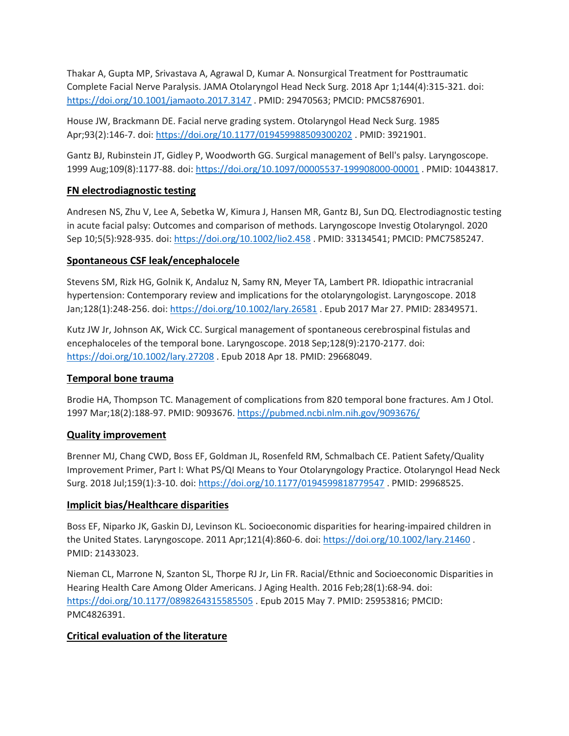Thakar A, Gupta MP, Srivastava A, Agrawal D, Kumar A. Nonsurgical Treatment for Posttraumatic Complete Facial Nerve Paralysis. JAMA Otolaryngol Head Neck Surg. 2018 Apr 1;144(4):315-321. doi: https://doi.org/10.1001/jamaoto.2017.3147 . PMID: 29470563; PMCID: PMC5876901.

House JW, Brackmann DE. Facial nerve grading system. Otolaryngol Head Neck Surg. 1985 Apr;93(2):146-7. doi: https://doi.org/10.1177/019459988509300202 . PMID: 3921901.

Gantz BJ, Rubinstein JT, Gidley P, Woodworth GG. Surgical management of Bell's palsy. Laryngoscope. 1999 Aug;109(8):1177-88. doi: https://doi.org/10.1097/00005537-199908000-00001 . PMID: 10443817.

## FN electrodiagnostic testing

Andresen NS, Zhu V, Lee A, Sebetka W, Kimura J, Hansen MR, Gantz BJ, Sun DQ. Electrodiagnostic testing in acute facial palsy: Outcomes and comparison of methods. Laryngoscope Investig Otolaryngol. 2020 Sep 10;5(5):928-935. doi: https://doi.org/10.1002/lio2.458 . PMID: 33134541; PMCID: PMC7585247.

## Spontaneous CSF leak/encephalocele

Stevens SM, Rizk HG, Golnik K, Andaluz N, Samy RN, Meyer TA, Lambert PR. Idiopathic intracranial hypertension: Contemporary review and implications for the otolaryngologist. Laryngoscope. 2018 Jan;128(1):248-256. doi: https://doi.org/10.1002/lary.26581 . Epub 2017 Mar 27. PMID: 28349571.

Kutz JW Jr, Johnson AK, Wick CC. Surgical management of spontaneous cerebrospinal fistulas and encephaloceles of the temporal bone. Laryngoscope. 2018 Sep;128(9):2170-2177. doi: https://doi.org/10.1002/lary.27208 . Epub 2018 Apr 18. PMID: 29668049.

## Temporal bone trauma

Brodie HA, Thompson TC. Management of complications from 820 temporal bone fractures. Am J Otol. 1997 Mar;18(2):188-97. PMID: 9093676. https://pubmed.ncbi.nlm.nih.gov/9093676/

## Quality improvement

Brenner MJ, Chang CWD, Boss EF, Goldman JL, Rosenfeld RM, Schmalbach CE. Patient Safety/Quality Improvement Primer, Part I: What PS/QI Means to Your Otolaryngology Practice. Otolaryngol Head Neck Surg. 2018 Jul;159(1):3-10. doi: https://doi.org/10.1177/0194599818779547 . PMID: 29968525.

## Implicit bias/Healthcare disparities

Boss EF, Niparko JK, Gaskin DJ, Levinson KL. Socioeconomic disparities for hearing-impaired children in the United States. Laryngoscope. 2011 Apr;121(4):860-6. doi: https://doi.org/10.1002/lary.21460 . PMID: 21433023.

Nieman CL, Marrone N, Szanton SL, Thorpe RJ Jr, Lin FR. Racial/Ethnic and Socioeconomic Disparities in Hearing Health Care Among Older Americans. J Aging Health. 2016 Feb;28(1):68-94. doi: https://doi.org/10.1177/0898264315585505 . Epub 2015 May 7. PMID: 25953816; PMCID: PMC4826391.

## Critical evaluation of the literature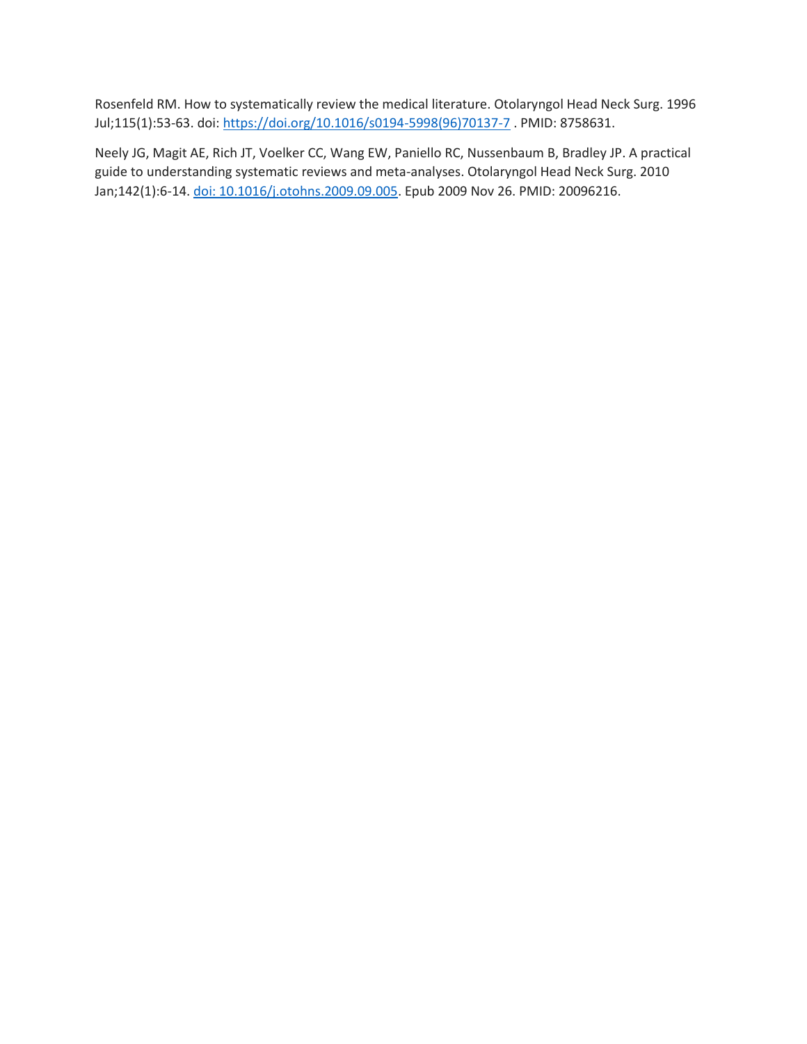Rosenfeld RM. How to systematically review the medical literature. Otolaryngol Head Neck Surg. 1996 Jul;115(1):53-63. doi: [https://doi.org/10.1016/s0194-5998(96)70137-7](https://doi.org/10.1016/s0194-5998(96)70137-7) . PMID: 8758631.

Neely JG, Magit AE, Rich JT, Voelker CC, Wang EW, Paniello RC, Nussenbaum B, Bradley JP. A practical guide to understanding systematic reviews and meta-analyses. Otolaryngol Head Neck Surg. 2010 Jan;142(1):6-14. [doi: 10.1016/j.otohns.2009.09.005](https://doi.org/10.1016/j.otohns.2009.09.005). Epub 2009 Nov 26. PMID: 20096216.